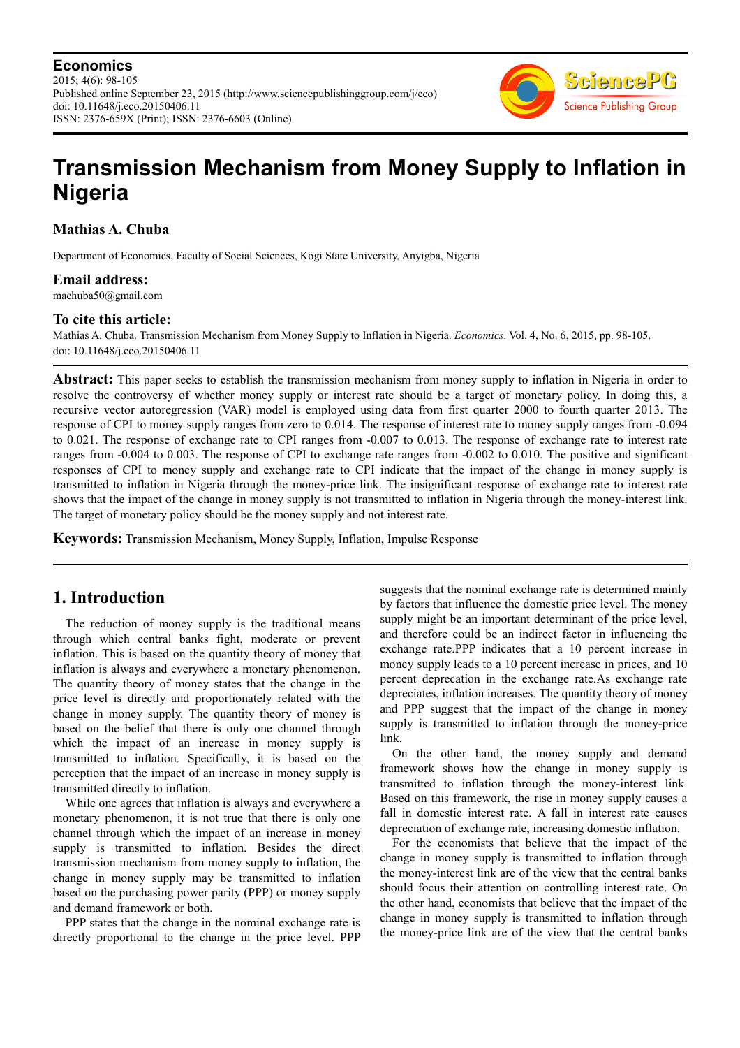**Economics**
2015; 4(6): 98-105
Published online September 23, 2015 (http://www.sciencepublishinggroup.com/j/eco)
doi: 10.11648/j.eco.20150406.11
ISSN: 2376-659X (Print); ISSN: 2376-6603 (Online)

# Transmission Mechanism from Money Supply to Inflation in Nigeria

**Mathias A. Chuba**

Department of Economics, Faculty of Social Sciences, Kogi State University, Anyigba, Nigeria

**Email address:**
machuba50@gmail.com

**To cite this article:**
Mathias A. Chuba. Transmission Mechanism from Money Supply to Inflation in Nigeria. *Economics*. Vol. 4, No. 6, 2015, pp. 98-105. doi: 10.11648/j.eco.20150406.11

**Abstract:** This paper seeks to establish the transmission mechanism from money supply to inflation in Nigeria in order to resolve the controversy of whether money supply or interest rate should be a target of monetary policy. In doing this, a recursive vector autoregression (VAR) model is employed using data from first quarter 2000 to fourth quarter 2013. The response of CPI to money supply ranges from zero to 0.014. The response of interest rate to money supply ranges from -0.094 to 0.021. The response of exchange rate to CPI ranges from -0.007 to 0.013. The response of exchange rate to interest rate ranges from -0.004 to 0.003. The response of CPI to exchange rate ranges from -0.002 to 0.010. The positive and significant responses of CPI to money supply and exchange rate to CPI indicate that the impact of the change in money supply is transmitted to inflation in Nigeria through the money-price link. The insignificant response of exchange rate to interest rate shows that the impact of the change in money supply is not transmitted to inflation in Nigeria through the money-interest link. The target of monetary policy should be the money supply and not interest rate.

**Keywords:** Transmission Mechanism, Money Supply, Inflation, Impulse Response

## 1. Introduction

The reduction of money supply is the traditional means through which central banks fight, moderate or prevent inflation. This is based on the quantity theory of money that inflation is always and everywhere a monetary phenomenon. The quantity theory of money states that the change in the price level is directly and proportionately related with the change in money supply. The quantity theory of money is based on the belief that there is only one channel through which the impact of an increase in money supply is transmitted to inflation. Specifically, it is based on the perception that the impact of an increase in money supply is transmitted directly to inflation.

While one agrees that inflation is always and everywhere a monetary phenomenon, it is not true that there is only one channel through which the impact of an increase in money supply is transmitted to inflation. Besides the direct transmission mechanism from money supply to inflation, the change in money supply may be transmitted to inflation based on the purchasing power parity (PPP) or money supply and demand framework or both.

PPP states that the change in the nominal exchange rate is directly proportional to the change in the price level. PPP suggests that the nominal exchange rate is determined mainly by factors that influence the domestic price level. The money supply might be an important determinant of the price level, and therefore could be an indirect factor in influencing the exchange rate.PPP indicates that a 10 percent increase in money supply leads to a 10 percent increase in prices, and 10 percent deprecation in the exchange rate.As exchange rate depreciates, inflation increases. The quantity theory of money and PPP suggest that the impact of the change in money supply is transmitted to inflation through the money-price link.

On the other hand, the money supply and demand framework shows how the change in money supply is transmitted to inflation through the money-interest link. Based on this framework, the rise in money supply causes a fall in domestic interest rate. A fall in interest rate causes depreciation of exchange rate, increasing domestic inflation.

For the economists that believe that the impact of the change in money supply is transmitted to inflation through the money-interest link are of the view that the central banks should focus their attention on controlling interest rate. On the other hand, economists that believe that the impact of the change in money supply is transmitted to inflation through the money-price link are of the view that the central banks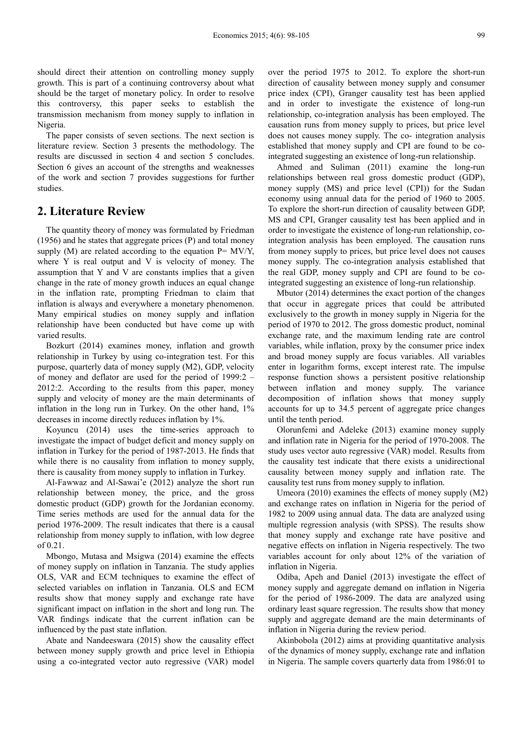should direct their attention on controlling money supply growth. This is part of a continuing controversy about what should be the target of monetary policy. In order to resolve this controversy, this paper seeks to establish the transmission mechanism from money supply to inflation in Nigeria.

The paper consists of seven sections. The next section is literature review. Section 3 presents the methodology. The results are discussed in section 4 and section 5 concludes. Section 6 gives an account of the strengths and weaknesses of the work and section 7 provides suggestions for further studies.

## 2. Literature Review

The quantity theory of money was formulated by Friedman (1956) and he states that aggregate prices (P) and total money supply (M) are related according to the equation $P = MV/Y$, where Y is real output and V is velocity of money. The assumption that Y and V are constants implies that a given change in the rate of money growth induces an equal change in the inflation rate, prompting Friedman to claim that inflation is always and everywhere a monetary phenomenon. Many empirical studies on money supply and inflation relationship have been conducted but have come up with varied results.

Bozkurt (2014) examines money, inflation and growth relationship in Turkey by using co-integration test. For this purpose, quarterly data of money supply (M2), GDP, velocity of money and deflator are used for the period of 1999:2 – 2012:2. According to the results from this paper, money supply and velocity of money are the main determinants of inflation in the long run in Turkey. On the other hand, 1% decreases in income directly reduces inflation by 1%.

Koyuncu (2014) uses the time-series approach to investigate the impact of budget deficit and money supply on inflation in Turkey for the period of 1987-2013. He finds that while there is no causality from inflation to money supply, there is causality from money supply to inflation in Turkey.

Al-Fawwaz and Al-Sawai'e (2012) analyze the short run relationship between money, the price, and the gross domestic product (GDP) growth for the Jordanian economy. Time series methods are used for the annual data for the period 1976-2009. The result indicates that there is a causal relationship from money supply to inflation, with low degree of 0.21.

Mbongo, Mutasa and Msigwa (2014) examine the effects of money supply on inflation in Tanzania. The study applies OLS, VAR and ECM techniques to examine the effect of selected variables on inflation in Tanzania. OLS and ECM results show that money supply and exchange rate have significant impact on inflation in the short and long run. The VAR findings indicate that the current inflation can be influenced by the past state inflation.

Abate and Nandeeswara (2015) show the causality effect between money supply growth and price level in Ethiopia using a co-integrated vector auto regressive (VAR) model over the period 1975 to 2012. To explore the short-run direction of causality between money supply and consumer price index (CPI), Granger causality test has been applied and in order to investigate the existence of long-run relationship, co-integration analysis has been employed. The causation runs from money supply to prices, but price level does not causes money supply. The co- integration analysis established that money supply and CPI are found to be co-integrated suggesting an existence of long-run relationship.

Ahmed and Suliman (2011) examine the long-run relationships between real gross domestic product (GDP), money supply (MS) and price level (CPI)) for the Sudan economy using annual data for the period of 1960 to 2005. To explore the short-run direction of causality between GDP, MS and CPI, Granger causality test has been applied and in order to investigate the existence of long-run relationship, co-integration analysis has been employed. The causation runs from money supply to prices, but price level does not causes money supply. The co-integration analysis established that the real GDP, money supply and CPI are found to be co-integrated suggesting an existence of long-run relationship.

Mbutor (2014) determines the exact portion of the changes that occur in aggregate prices that could be attributed exclusively to the growth in money supply in Nigeria for the period of 1970 to 2012. The gross domestic product, nominal exchange rate, and the maximum lending rate are control variables, while inflation, proxy by the consumer price index and broad money supply are focus variables. All variables enter in logarithm forms, except interest rate. The impulse response function shows a persistent positive relationship between inflation and money supply. The variance decomposition of inflation shows that money supply accounts for up to 34.5 percent of aggregate price changes until the tenth period.

Olorunfemi and Adeleke (2013) examine money supply and inflation rate in Nigeria for the period of 1970-2008. The study uses vector auto regressive (VAR) model. Results from the causality test indicate that there exists a unidirectional causality between money supply and inflation rate. The causality test runs from money supply to inflation.

Umeora (2010) examines the effects of money supply (M2) and exchange rates on inflation in Nigeria for the period of 1982 to 2009 using annual data. The data are analyzed using multiple regression analysis (with SPSS). The results show that money supply and exchange rate have positive and negative effects on inflation in Nigeria respectively. The two variables account for only about 12% of the variation of inflation in Nigeria.

Odiba, Apeh and Daniel (2013) investigate the effect of money supply and aggregate demand on inflation in Nigeria for the period of 1986-2009. The data are analyzed using ordinary least square regression. The results show that money supply and aggregate demand are the main determinants of inflation in Nigeria during the review period.

Akinbobola (2012) aims at providing quantitative analysis of the dynamics of money supply, exchange rate and inflation in Nigeria. The sample covers quarterly data from 1986:01 to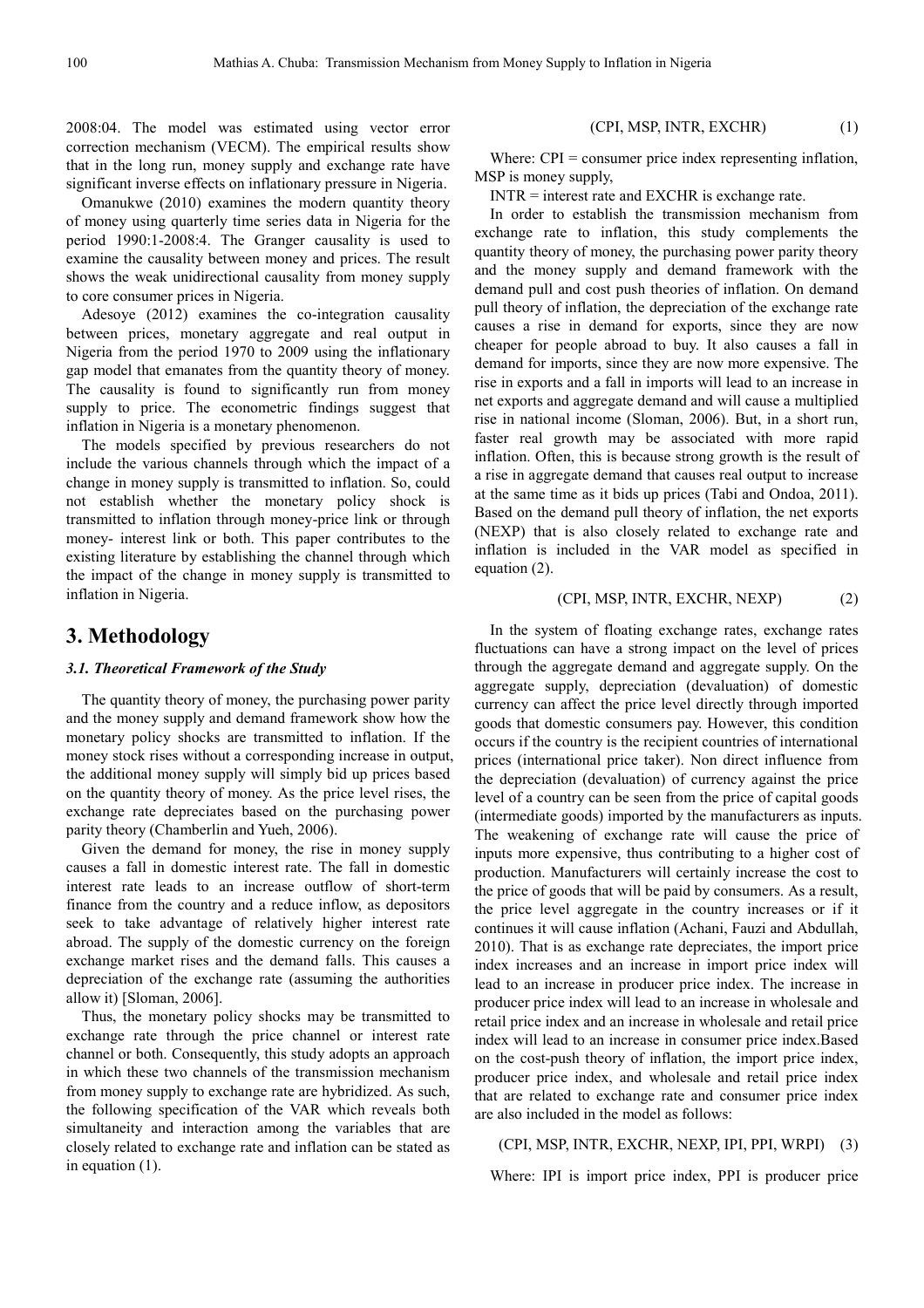2008:04. The model was estimated using vector error correction mechanism (VECM). The empirical results show that in the long run, money supply and exchange rate have significant inverse effects on inflationary pressure in Nigeria.

Omanukwe (2010) examines the modern quantity theory of money using quarterly time series data in Nigeria for the period 1990:1-2008:4. The Granger causality is used to examine the causality between money and prices. The result shows the weak unidirectional causality from money supply to core consumer prices in Nigeria.

Adesoye (2012) examines the co-integration causality between prices, monetary aggregate and real output in Nigeria from the period 1970 to 2009 using the inflationary gap model that emanates from the quantity theory of money. The causality is found to significantly run from money supply to price. The econometric findings suggest that inflation in Nigeria is a monetary phenomenon.

The models specified by previous researchers do not include the various channels through which the impact of a change in money supply is transmitted to inflation. So, could not establish whether the monetary policy shock is transmitted to inflation through money-price link or through money- interest link or both. This paper contributes to the existing literature by establishing the channel through which the impact of the change in money supply is transmitted to inflation in Nigeria.

# 3. Methodology

### *3.1. Theoretical Framework of the Study*

The quantity theory of money, the purchasing power parity and the money supply and demand framework show how the monetary policy shocks are transmitted to inflation. If the money stock rises without a corresponding increase in output, the additional money supply will simply bid up prices based on the quantity theory of money. As the price level rises, the exchange rate depreciates based on the purchasing power parity theory (Chamberlin and Yueh, 2006).

Given the demand for money, the rise in money supply causes a fall in domestic interest rate. The fall in domestic interest rate leads to an increase outflow of short-term finance from the country and a reduce inflow, as depositors seek to take advantage of relatively higher interest rate abroad. The supply of the domestic currency on the foreign exchange market rises and the demand falls. This causes a depreciation of the exchange rate (assuming the authorities allow it) [Sloman, 2006].

Thus, the monetary policy shocks may be transmitted to exchange rate through the price channel or interest rate channel or both. Consequently, this study adopts an approach in which these two channels of the transmission mechanism from money supply to exchange rate are hybridized. As such, the following specification of the VAR which reveals both simultaneity and interaction among the variables that are closely related to exchange rate and inflation can be stated as in equation (1).

$$(CPI, MSP, INTR, EXCHR) \tag{1}$$

Where: CPI = consumer price index representing inflation, MSP is money supply,

INTR = interest rate and EXCHR is exchange rate.

In order to establish the transmission mechanism from exchange rate to inflation, this study complements the quantity theory of money, the purchasing power parity theory and the money supply and demand framework with the demand pull and cost push theories of inflation. On demand pull theory of inflation, the depreciation of the exchange rate causes a rise in demand for exports, since they are now cheaper for people abroad to buy. It also causes a fall in demand for imports, since they are now more expensive. The rise in exports and a fall in imports will lead to an increase in net exports and aggregate demand and will cause a multiplied rise in national income (Sloman, 2006). But, in a short run, faster real growth may be associated with more rapid inflation. Often, this is because strong growth is the result of a rise in aggregate demand that causes real output to increase at the same time as it bids up prices (Tabi and Ondoa, 2011). Based on the demand pull theory of inflation, the net exports (NEXP) that is also closely related to exchange rate and inflation is included in the VAR model as specified in equation (2).

$$(CPI, MSP, INTR, EXCHR, NEXP) \tag{2}$$

In the system of floating exchange rates, exchange rates fluctuations can have a strong impact on the level of prices through the aggregate demand and aggregate supply. On the aggregate supply, depreciation (devaluation) of domestic currency can affect the price level directly through imported goods that domestic consumers pay. However, this condition occurs if the country is the recipient countries of international prices (international price taker). Non direct influence from the depreciation (devaluation) of currency against the price level of a country can be seen from the price of capital goods (intermediate goods) imported by the manufacturers as inputs. The weakening of exchange rate will cause the price of inputs more expensive, thus contributing to a higher cost of production. Manufacturers will certainly increase the cost to the price of goods that will be paid by consumers. As a result, the price level aggregate in the country increases or if it continues it will cause inflation (Achani, Fauzi and Abdullah, 2010). That is as exchange rate depreciates, the import price index increases and an increase in import price index will lead to an increase in producer price index. The increase in producer price index will lead to an increase in wholesale and retail price index and an increase in wholesale and retail price index will lead to an increase in consumer price index.Based on the cost-push theory of inflation, the import price index, producer price index, and wholesale and retail price index that are related to exchange rate and consumer price index are also included in the model as follows:

$$(CPI, MSP, INTR, EXCHR, NEXP, IPI, PPI, WRPI) \tag{3}$$

Where: IPI is import price index, PPI is producer price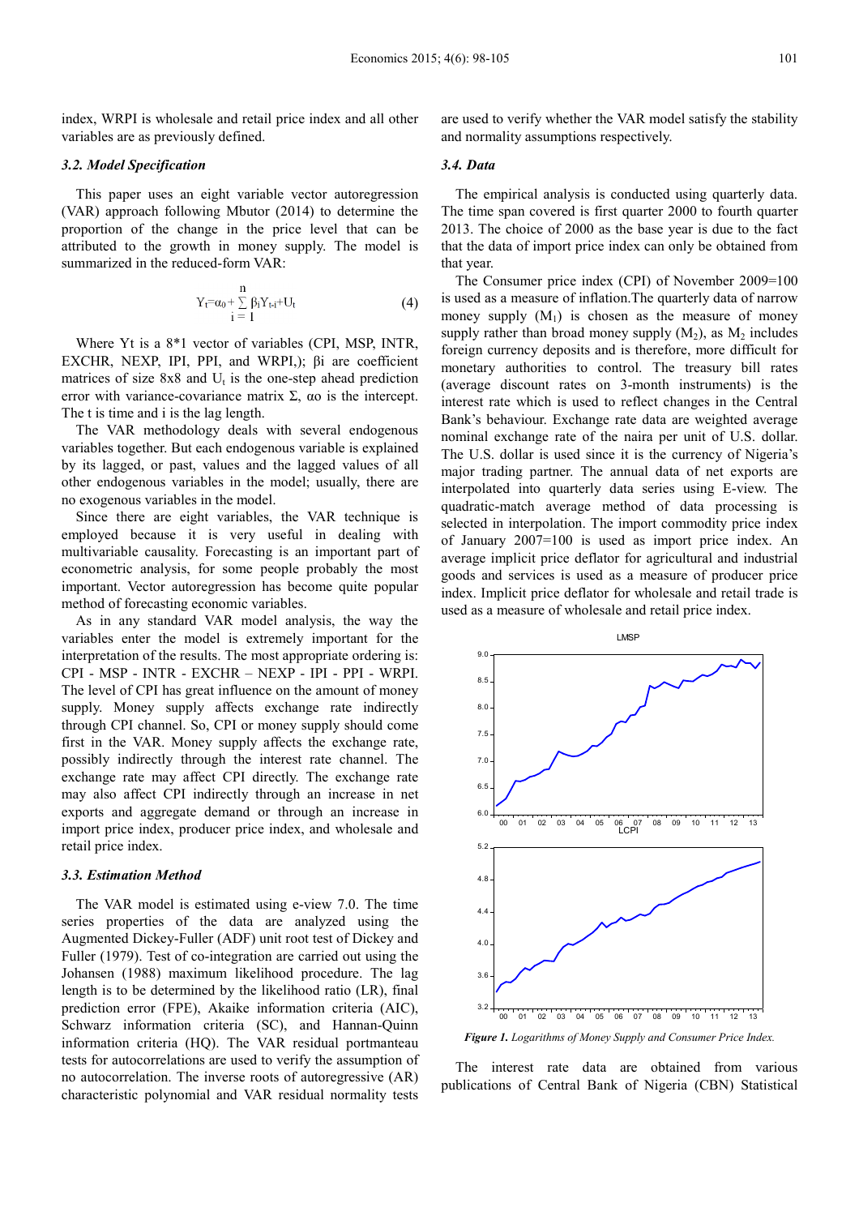index, WRPI is wholesale and retail price index and all other variables are as previously defined.

### 3.2. Model Specification

This paper uses an eight variable vector autoregression (VAR) approach following Mbutor (2014) to determine the proportion of the change in the price level that can be attributed to the growth in money supply. The model is summarized in the reduced-form VAR:

$$Y_t = \alpha_0 + \sum_{i=1}^{n} \beta_i Y_{t-i} + U_t \qquad (4)$$

Where Yt is a 8*1 vector of variables (CPI, MSP, INTR, EXCHR, NEXP, IPI, PPI, and WRPI,); βi are coefficient matrices of size 8x8 and $U_t$ is the one-step ahead prediction error with variance-covariance matrix Σ, αo is the intercept. The t is time and i is the lag length.

The VAR methodology deals with several endogenous variables together. But each endogenous variable is explained by its lagged, or past, values and the lagged values of all other endogenous variables in the model; usually, there are no exogenous variables in the model.

Since there are eight variables, the VAR technique is employed because it is very useful in dealing with multivariable causality. Forecasting is an important part of econometric analysis, for some people probably the most important. Vector autoregression has become quite popular method of forecasting economic variables.

As in any standard VAR model analysis, the way the variables enter the model is extremely important for the interpretation of the results. The most appropriate ordering is: CPI - MSP - INTR - EXCHR – NEXP - IPI - PPI - WRPI. The level of CPI has great influence on the amount of money supply. Money supply affects exchange rate indirectly through CPI channel. So, CPI or money supply should come first in the VAR. Money supply affects the exchange rate, possibly indirectly through the interest rate channel. The exchange rate may affect CPI directly. The exchange rate may also affect CPI indirectly through an increase in net exports and aggregate demand or through an increase in import price index, producer price index, and wholesale and retail price index.

### 3.3. Estimation Method

The VAR model is estimated using e-view 7.0. The time series properties of the data are analyzed using the Augmented Dickey-Fuller (ADF) unit root test of Dickey and Fuller (1979). Test of co-integration are carried out using the Johansen (1988) maximum likelihood procedure. The lag length is to be determined by the likelihood ratio (LR), final prediction error (FPE), Akaike information criteria (AIC), Schwarz information criteria (SC), and Hannan-Quinn information criteria (HQ). The VAR residual portmanteau tests for autocorrelations are used to verify the assumption of no autocorrelation. The inverse roots of autoregressive (AR) characteristic polynomial and VAR residual normality tests are used to verify whether the VAR model satisfy the stability and normality assumptions respectively.

### 3.4. Data

The empirical analysis is conducted using quarterly data. The time span covered is first quarter 2000 to fourth quarter 2013. The choice of 2000 as the base year is due to the fact that the data of import price index can only be obtained from that year.

The Consumer price index (CPI) of November 2009=100 is used as a measure of inflation.The quarterly data of narrow money supply ($M_1$) is chosen as the measure of money supply rather than broad money supply ($M_2$), as $M_2$ includes foreign currency deposits and is therefore, more difficult for monetary authorities to control. The treasury bill rates (average discount rates on 3-month instruments) is the interest rate which is used to reflect changes in the Central Bank's behaviour. Exchange rate data are weighted average nominal exchange rate of the naira per unit of U.S. dollar. The U.S. dollar is used since it is the currency of Nigeria's major trading partner. The annual data of net exports are interpolated into quarterly data series using E-view. The quadratic-match average method of data processing is selected in interpolation. The import commodity price index of January 2007=100 is used as import price index. An average implicit price deflator for agricultural and industrial goods and services is used as a measure of producer price index. Implicit price deflator for wholesale and retail trade is used as a measure of wholesale and retail price index.

*Figure 1. Logarithms of Money Supply and Consumer Price Index.*

The interest rate data are obtained from various publications of Central Bank of Nigeria (CBN) Statistical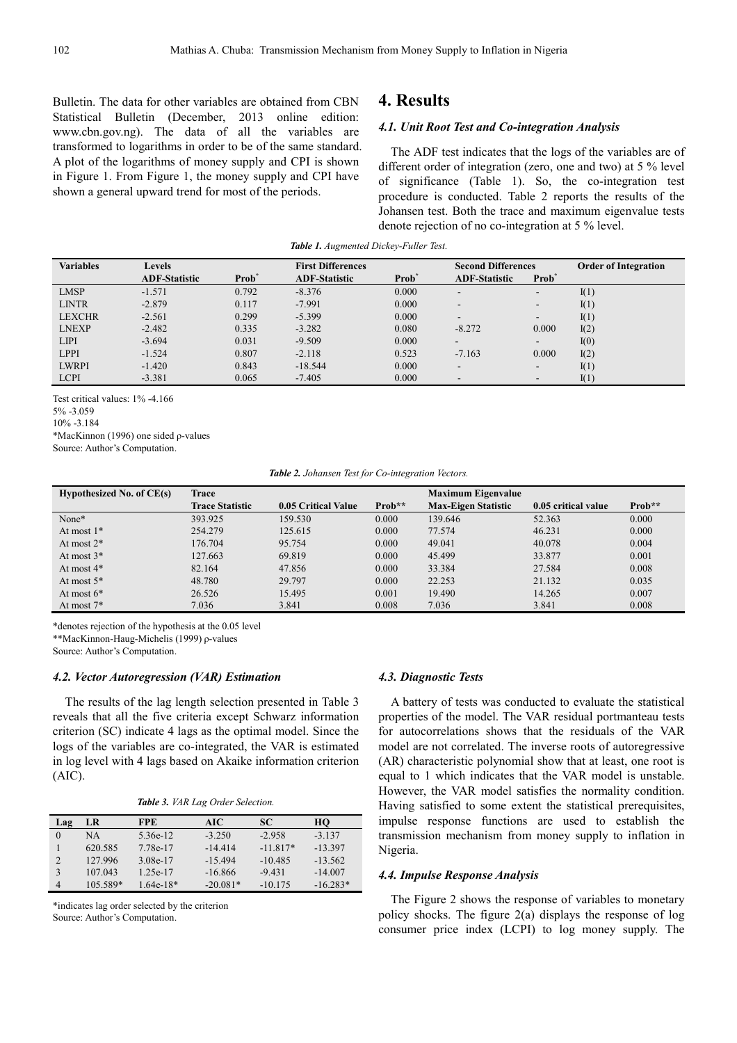Bulletin. The data for other variables are obtained from CBN Statistical Bulletin (December, 2013 online edition: www.cbn.gov.ng). The data of all the variables are transformed to logarithms in order to be of the same standard. A plot of the logarithms of money supply and CPI is shown in Figure 1. From Figure 1, the money supply and CPI have shown a general upward trend for most of the periods.

# 4. Results

### *4.1. Unit Root Test and Co-integration Analysis*

The ADF test indicates that the logs of the variables are of different order of integration (zero, one and two) at 5 % level of significance (Table 1). So, the co-integration test procedure is conducted. Table 2 reports the results of the Johansen test. Both the trace and maximum eigenvalue tests denote rejection of no co-integration at 5 % level.

***Table 1.*** *Augmented Dickey-Fuller Test.*

| Variables | Levels | | First Differences | | Second Differences | | Order of Integration |
|---|---|---|---|---|---|---|---|
| | ADF-Statistic | Prob* | ADF-Statistic | Prob* | ADF-Statistic | Prob* | |
| LMSP | -1.571 | 0.792 | -8.376 | 0.000 | - | - | I(1) |
| LINTR | -2.879 | 0.117 | -7.991 | 0.000 | - | - | I(1) |
| LEXCHR | -2.561 | 0.299 | -5.399 | 0.000 | - | - | I(1) |
| LNEXP | -2.482 | 0.335 | -3.282 | 0.080 | -8.272 | 0.000 | I(2) |
| LIPI | -3.694 | 0.031 | -9.509 | 0.000 | - | - | I(0) |
| LPPI | -1.524 | 0.807 | -2.118 | 0.523 | -7.163 | 0.000 | I(2) |
| LWRPI | -1.420 | 0.843 | -18.544 | 0.000 | - | - | I(1) |
| LCPI | -3.381 | 0.065 | -7.405 | 0.000 | - | - | I(1) |

Test critical values: 1% -4.166

5% -3.059

10% -3.184

*MacKinnon (1996) one sided ρ-values

Source: Author's Computation.

***Table 2.*** *Johansen Test for Co-integration Vectors.*

| Hypothesized No. of CE(s) | Trace | | | Maximum Eigenvalue | | |
|---|---|---|---|---|---|---|
| | Trace Statistic | 0.05 Critical Value | Prob** | Max-Eigen Statistic | 0.05 critical value | Prob** |
| None* | 393.925 | 159.530 | 0.000 | 139.646 | 52.363 | 0.000 |
| At most 1* | 254.279 | 125.615 | 0.000 | 77.574 | 46.231 | 0.000 |
| At most 2* | 176.704 | 95.754 | 0.000 | 49.041 | 40.078 | 0.004 |
| At most 3* | 127.663 | 69.819 | 0.000 | 45.499 | 33.877 | 0.001 |
| At most 4* | 82.164 | 47.856 | 0.000 | 33.384 | 27.584 | 0.008 |
| At most 5* | 48.780 | 29.797 | 0.000 | 22.253 | 21.132 | 0.035 |
| At most 6* | 26.526 | 15.495 | 0.001 | 19.490 | 14.265 | 0.007 |
| At most 7* | 7.036 | 3.841 | 0.008 | 7.036 | 3.841 | 0.008 |

*denotes rejection of the hypothesis at the 0.05 level

**MacKinnon-Haug-Michelis (1999) ρ-values

Source: Author's Computation.

### *4.2. Vector Autoregression (VAR) Estimation*

The results of the lag length selection presented in Table 3 reveals that all the five criteria except Schwarz information criterion (SC) indicate 4 lags as the optimal model. Since the logs of the variables are co-integrated, the VAR is estimated in log level with 4 lags based on Akaike information criterion (AIC).

***Table 3.*** *VAR Lag Order Selection.*

| Lag | LR | FPE | AIC | SC | HQ |
|---|---|---|---|---|---|
| 0 | NA | 5.36e-12 | -3.250 | -2.958 | -3.137 |
| 1 | 620.585 | 7.78e-17 | -14.414 | -11.817* | -13.397 |
| 2 | 127.996 | 3.08e-17 | -15.494 | -10.485 | -13.562 |
| 3 | 107.043 | 1.25e-17 | -16.866 | -9.431 | -14.007 |
| 4 | 105.589* | 1.64e-18* | -20.081* | -10.175 | -16.283* |

*indicates lag order selected by the criterion

Source: Author's Computation.

### *4.3. Diagnostic Tests*

A battery of tests was conducted to evaluate the statistical properties of the model. The VAR residual portmanteau tests for autocorrelations shows that the residuals of the VAR model are not correlated. The inverse roots of autoregressive (AR) characteristic polynomial show that at least, one root is equal to 1 which indicates that the VAR model is unstable. However, the VAR model satisfies the normality condition. Having satisfied to some extent the statistical prerequisites, impulse response functions are used to establish the transmission mechanism from money supply to inflation in Nigeria.

### *4.4. Impulse Response Analysis*

The Figure 2 shows the response of variables to monetary policy shocks. The figure 2(a) displays the response of log consumer price index (LCPI) to log money supply. The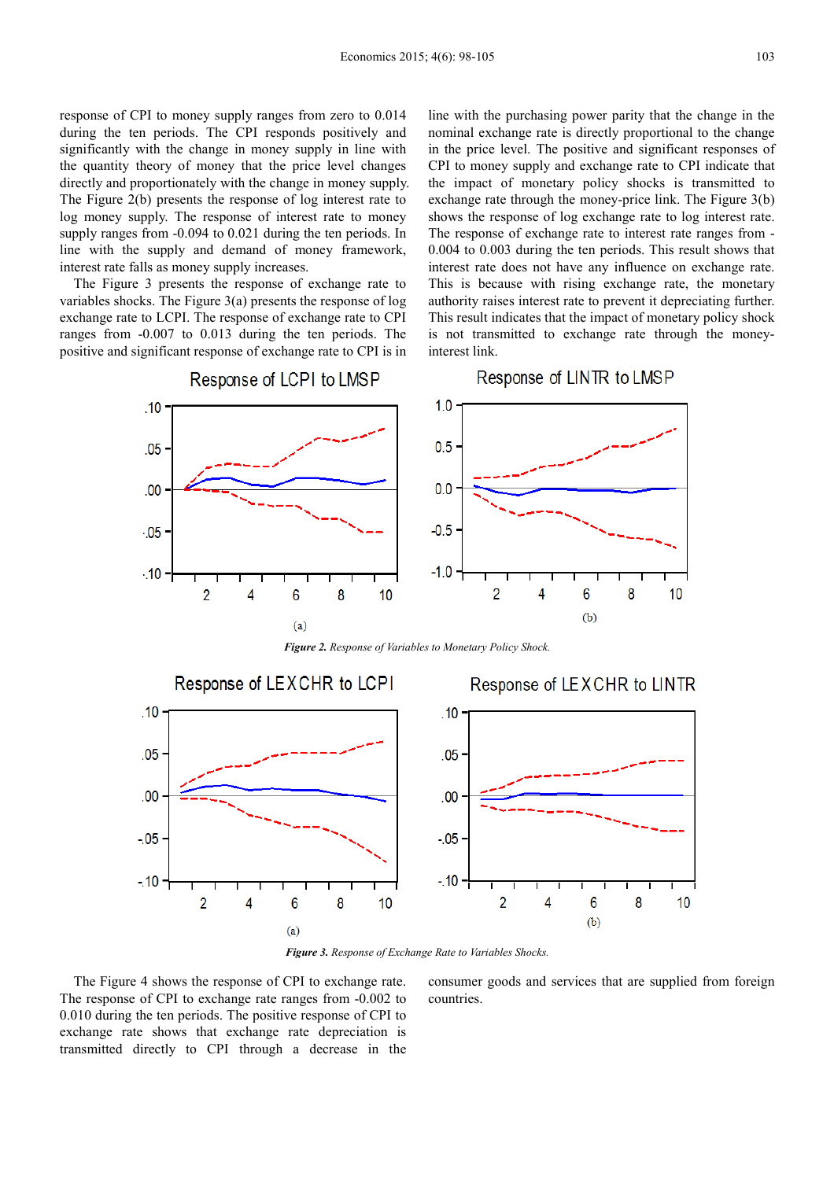response of CPI to money supply ranges from zero to 0.014 during the ten periods. The CPI responds positively and significantly with the change in money supply in line with the quantity theory of money that the price level changes directly and proportionately with the change in money supply. The Figure 2(b) presents the response of log interest rate to log money supply. The response of interest rate to money supply ranges from -0.094 to 0.021 during the ten periods. In line with the supply and demand of money framework, interest rate falls as money supply increases.

The Figure 3 presents the response of exchange rate to variables shocks. The Figure 3(a) presents the response of log exchange rate to LCPI. The response of exchange rate to CPI ranges from -0.007 to 0.013 during the ten periods. The positive and significant response of exchange rate to CPI is in line with the purchasing power parity that the change in the nominal exchange rate is directly proportional to the change in the price level. The positive and significant responses of CPI to money supply and exchange rate to CPI indicate that the impact of monetary policy shocks is transmitted to exchange rate through the money-price link. The Figure 3(b) shows the response of log exchange rate to log interest rate. The response of exchange rate to interest rate ranges from -0.004 to 0.003 during the ten periods. This result shows that interest rate does not have any influence on exchange rate. This is because with rising exchange rate, the monetary authority raises interest rate to prevent it depreciating further. This result indicates that the impact of monetary policy shock is not transmitted to exchange rate through the money-interest link.

*Figure 2. Response of Variables to Monetary Policy Shock.*

*Figure 3. Response of Exchange Rate to Variables Shocks.*

The Figure 4 shows the response of CPI to exchange rate. The response of CPI to exchange rate ranges from -0.002 to 0.010 during the ten periods. The positive response of CPI to exchange rate shows that exchange rate depreciation is transmitted directly to CPI through a decrease in the consumer goods and services that are supplied from foreign countries.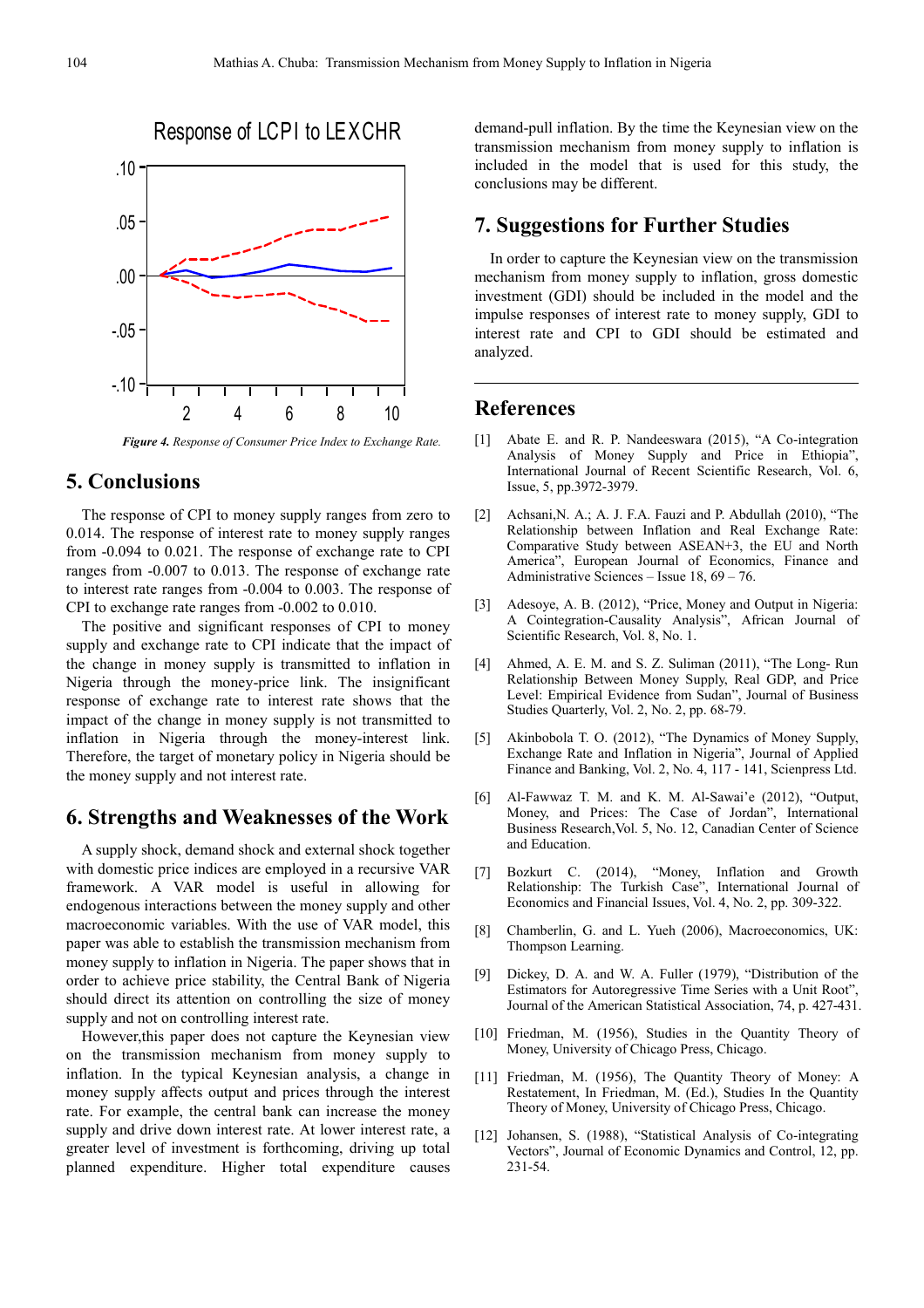Figure 4. Response of Consumer Price Index to Exchange Rate.

## 5. Conclusions

The response of CPI to money supply ranges from zero to 0.014. The response of interest rate to money supply ranges from -0.094 to 0.021. The response of exchange rate to CPI ranges from -0.007 to 0.013. The response of exchange rate to interest rate ranges from -0.004 to 0.003. The response of CPI to exchange rate ranges from -0.002 to 0.010.

The positive and significant responses of CPI to money supply and exchange rate to CPI indicate that the impact of the change in money supply is transmitted to inflation in Nigeria through the money-price link. The insignificant response of exchange rate to interest rate shows that the impact of the change in money supply is not transmitted to inflation in Nigeria through the money-interest link. Therefore, the target of monetary policy in Nigeria should be the money supply and not interest rate.

## 6. Strengths and Weaknesses of the Work

A supply shock, demand shock and external shock together with domestic price indices are employed in a recursive VAR framework. A VAR model is useful in allowing for endogenous interactions between the money supply and other macroeconomic variables. With the use of VAR model, this paper was able to establish the transmission mechanism from money supply to inflation in Nigeria. The paper shows that in order to achieve price stability, the Central Bank of Nigeria should direct its attention on controlling the size of money supply and not on controlling interest rate.

However,this paper does not capture the Keynesian view on the transmission mechanism from money supply to inflation. In the typical Keynesian analysis, a change in money supply affects output and prices through the interest rate. For example, the central bank can increase the money supply and drive down interest rate. At lower interest rate, a greater level of investment is forthcoming, driving up total planned expenditure. Higher total expenditure causes demand-pull inflation. By the time the Keynesian view on the transmission mechanism from money supply to inflation is included in the model that is used for this study, the conclusions may be different.

## 7. Suggestions for Further Studies

In order to capture the Keynesian view on the transmission mechanism from money supply to inflation, gross domestic investment (GDI) should be included in the model and the impulse responses of interest rate to money supply, GDI to interest rate and CPI to GDI should be estimated and analyzed.

## References

[1] Abate E. and R. P. Nandeeswara (2015), "A Co-integration Analysis of Money Supply and Price in Ethiopia", International Journal of Recent Scientific Research, Vol. 6, Issue, 5, pp.3972-3979.

[2] Achsani,N. A.; A. J. F.A. Fauzi and P. Abdullah (2010), "The Relationship between Inflation and Real Exchange Rate: Comparative Study between ASEAN+3, the EU and North America", European Journal of Economics, Finance and Administrative Sciences – Issue 18, 69 – 76.

[3] Adesoye, A. B. (2012), "Price, Money and Output in Nigeria: A Cointegration-Causality Analysis", African Journal of Scientific Research, Vol. 8, No. 1.

[4] Ahmed, A. E. M. and S. Z. Suliman (2011), "The Long- Run Relationship Between Money Supply, Real GDP, and Price Level: Empirical Evidence from Sudan", Journal of Business Studies Quarterly, Vol. 2, No. 2, pp. 68-79.

[5] Akinbobola T. O. (2012), "The Dynamics of Money Supply, Exchange Rate and Inflation in Nigeria", Journal of Applied Finance and Banking, Vol. 2, No. 4, 117 - 141, Scienpress Ltd.

[6] Al-Fawwaz T. M. and K. M. Al-Sawai'e (2012), "Output, Money, and Prices: The Case of Jordan", International Business Research,Vol. 5, No. 12, Canadian Center of Science and Education.

[7] Bozkurt C. (2014), "Money, Inflation and Growth Relationship: The Turkish Case", International Journal of Economics and Financial Issues, Vol. 4, No. 2, pp. 309-322.

[8] Chamberlin, G. and L. Yueh (2006), Macroeconomics, UK: Thompson Learning.

[9] Dickey, D. A. and W. A. Fuller (1979), "Distribution of the Estimators for Autoregressive Time Series with a Unit Root", Journal of the American Statistical Association, 74, p. 427-431.

[10] Friedman, M. (1956), Studies in the Quantity Theory of Money, University of Chicago Press, Chicago.

[11] Friedman, M. (1956), The Quantity Theory of Money: A Restatement, In Friedman, M. (Ed.), Studies In the Quantity Theory of Money, University of Chicago Press, Chicago.

[12] Johansen, S. (1988), "Statistical Analysis of Co-integrating Vectors", Journal of Economic Dynamics and Control, 12, pp. 231-54.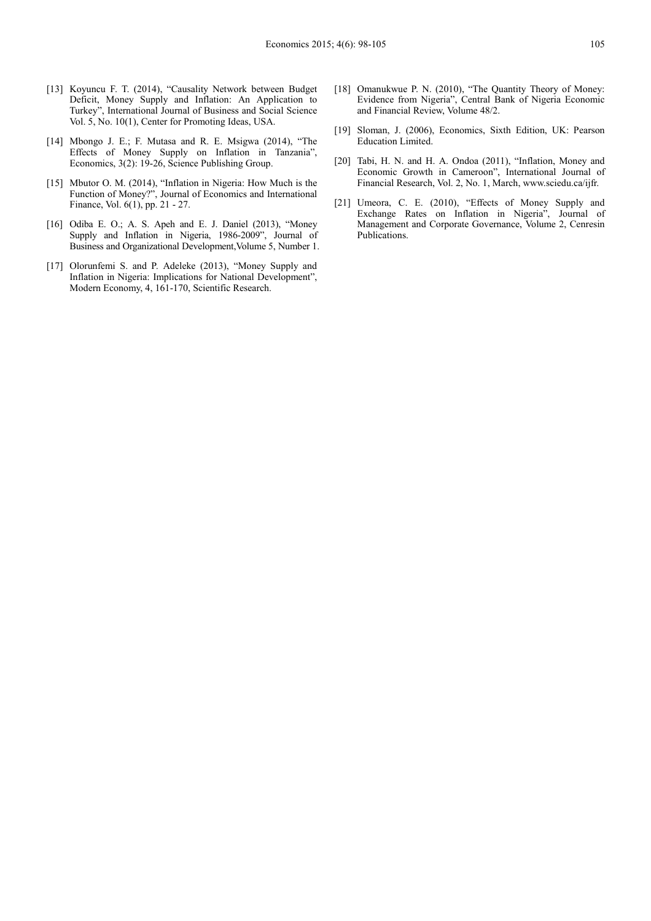[13] Koyuncu F. T. (2014), "Causality Network between Budget Deficit, Money Supply and Inflation: An Application to Turkey", International Journal of Business and Social Science Vol. 5, No. 10(1), Center for Promoting Ideas, USA.

[14] Mbongo J. E.; F. Mutasa and R. E. Msigwa (2014), "The Effects of Money Supply on Inflation in Tanzania", Economics, 3(2): 19-26, Science Publishing Group.

[15] Mbutor O. M. (2014), "Inflation in Nigeria: How Much is the Function of Money?", Journal of Economics and International Finance, Vol. 6(1), pp. 21 - 27.

[16] Odiba E. O.; A. S. Apeh and E. J. Daniel (2013), "Money Supply and Inflation in Nigeria, 1986-2009", Journal of Business and Organizational Development,Volume 5, Number 1.

[17] Olorunfemi S. and P. Adeleke (2013), "Money Supply and Inflation in Nigeria: Implications for National Development", Modern Economy, 4, 161-170, Scientific Research.

[18] Omanukwue P. N. (2010), "The Quantity Theory of Money: Evidence from Nigeria", Central Bank of Nigeria Economic and Financial Review, Volume 48/2.

[19] Sloman, J. (2006), Economics, Sixth Edition, UK: Pearson Education Limited.

[20] Tabi, H. N. and H. A. Ondoa (2011), "Inflation, Money and Economic Growth in Cameroon", International Journal of Financial Research, Vol. 2, No. 1, March, www.sciedu.ca/ijfr.

[21] Umeora, C. E. (2010), "Effects of Money Supply and Exchange Rates on Inflation in Nigeria", Journal of Management and Corporate Governance, Volume 2, Cenresin Publications.